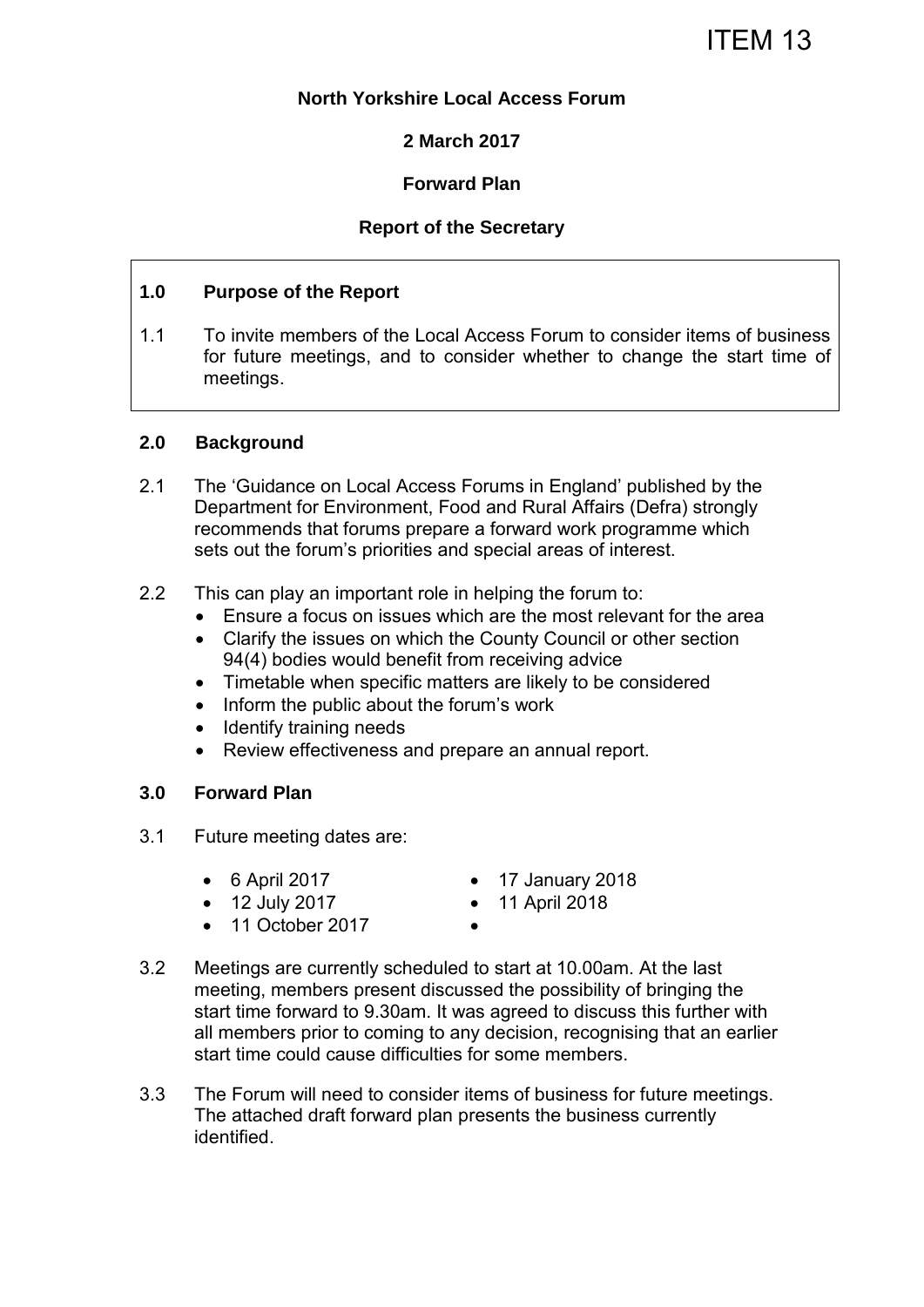ITEM 13

**North Yorkshire Local Access Forum**

**2 March 2017**

**Forward Plan**

**Report of the Secretary**

## 1.0 Purpose of the Report

1.1 To invite members of the Local Access Forum to consider items of business for future meetings, and to consider whether to change the start time of meetings.

## 2.0 Background

2.1 The 'Guidance on Local Access Forums in England' published by the Department for Environment, Food and Rural Affairs (Defra) strongly recommends that forums prepare a forward work programme which sets out the forum's priorities and special areas of interest.

2.2 This can play an important role in helping the forum to:

- Ensure a focus on issues which are the most relevant for the area
- Clarify the issues on which the County Council or other section 94(4) bodies would benefit from receiving advice
- Timetable when specific matters are likely to be considered
- Inform the public about the forum's work
- Identify training needs
- Review effectiveness and prepare an annual report.

## 3.0 Forward Plan

3.1 Future meeting dates are:

- 6 April 2017
- 12 July 2017
- 11 October 2017
- 17 January 2018
- 11 April 2018

3.2 Meetings are currently scheduled to start at 10.00am. At the last meeting, members present discussed the possibility of bringing the start time forward to 9.30am. It was agreed to discuss this further with all members prior to coming to any decision, recognising that an earlier start time could cause difficulties for some members.

3.3 The Forum will need to consider items of business for future meetings. The attached draft forward plan presents the business currently identified.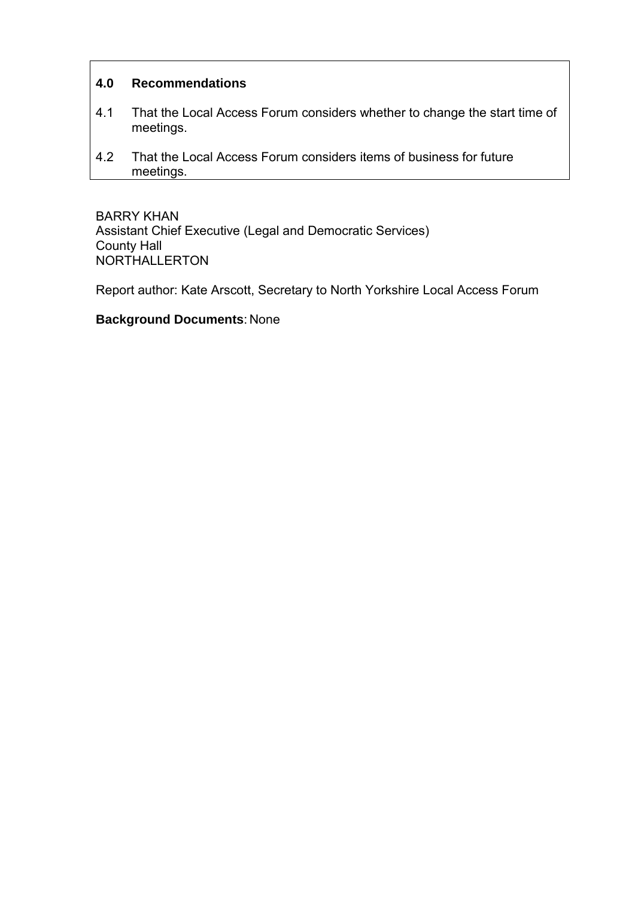## 4.0 Recommendations

4.1 That the Local Access Forum considers whether to change the start time of meetings.

4.2 That the Local Access Forum considers items of business for future meetings.

BARRY KHAN
Assistant Chief Executive (Legal and Democratic Services)
County Hall
NORTHALLERTON

Report author: Kate Arscott, Secretary to North Yorkshire Local Access Forum

**Background Documents**: None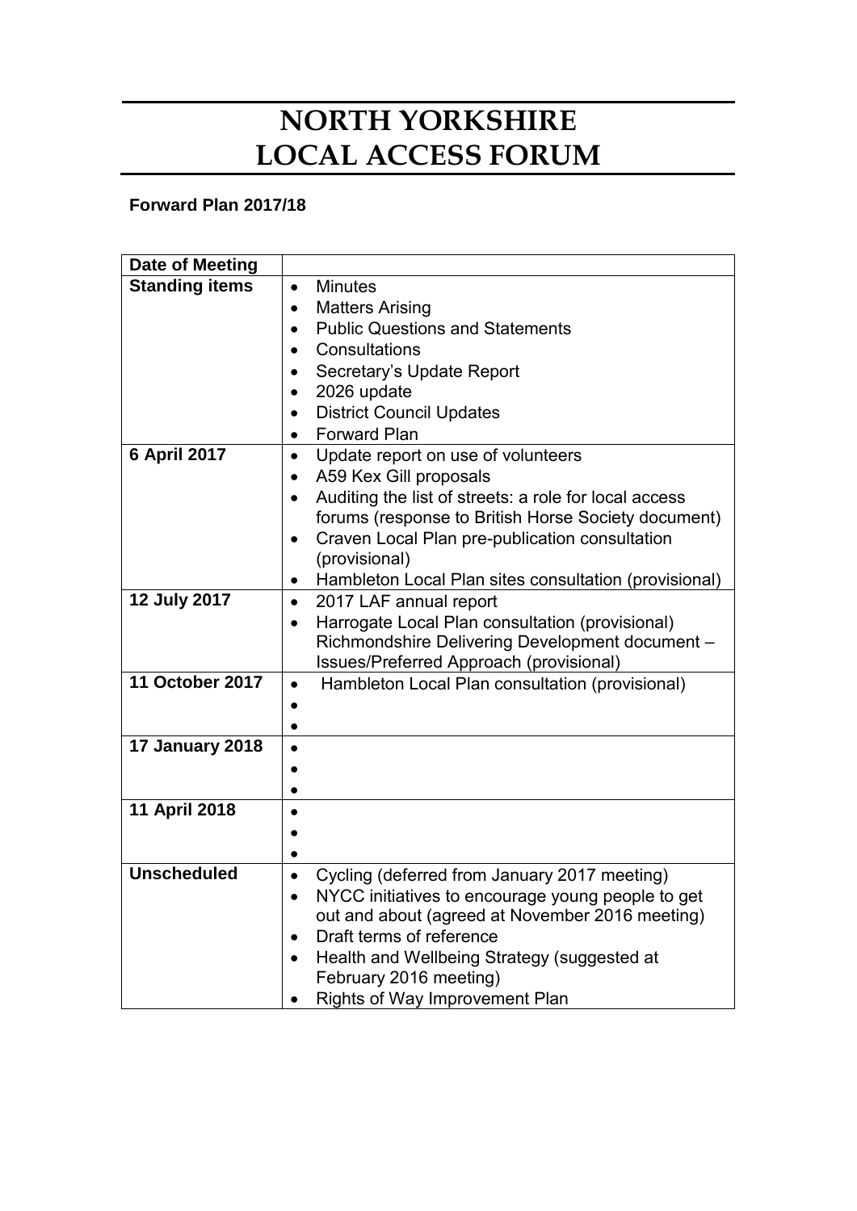# NORTH YORKSHIRE LOCAL ACCESS FORUM

**Forward Plan 2017/18**

| **Date of Meeting** | |
|---|---|
| **Standing items** | • Minutes<br>• Matters Arising<br>• Public Questions and Statements<br>• Consultations<br>• Secretary's Update Report<br>• 2026 update<br>• District Council Updates<br>• Forward Plan |
| **6 April 2017** | • Update report on use of volunteers<br>• A59 Kex Gill proposals<br>• Auditing the list of streets: a role for local access forums (response to British Horse Society document)<br>• Craven Local Plan pre-publication consultation (provisional)<br>• Hambleton Local Plan sites consultation (provisional) |
| **12 July 2017** | • 2017 LAF annual report<br>• Harrogate Local Plan consultation (provisional) Richmondshire Delivering Development document – Issues/Preferred Approach (provisional) |
| **11 October 2017** | • Hambleton Local Plan consultation (provisional)<br>•<br>• |
| **17 January 2018** | •<br>•<br>• |
| **11 April 2018** | •<br>•<br>• |
| **Unscheduled** | • Cycling (deferred from January 2017 meeting)<br>• NYCC initiatives to encourage young people to get out and about (agreed at November 2016 meeting)<br>• Draft terms of reference<br>• Health and Wellbeing Strategy (suggested at February 2016 meeting)<br>• Rights of Way Improvement Plan |